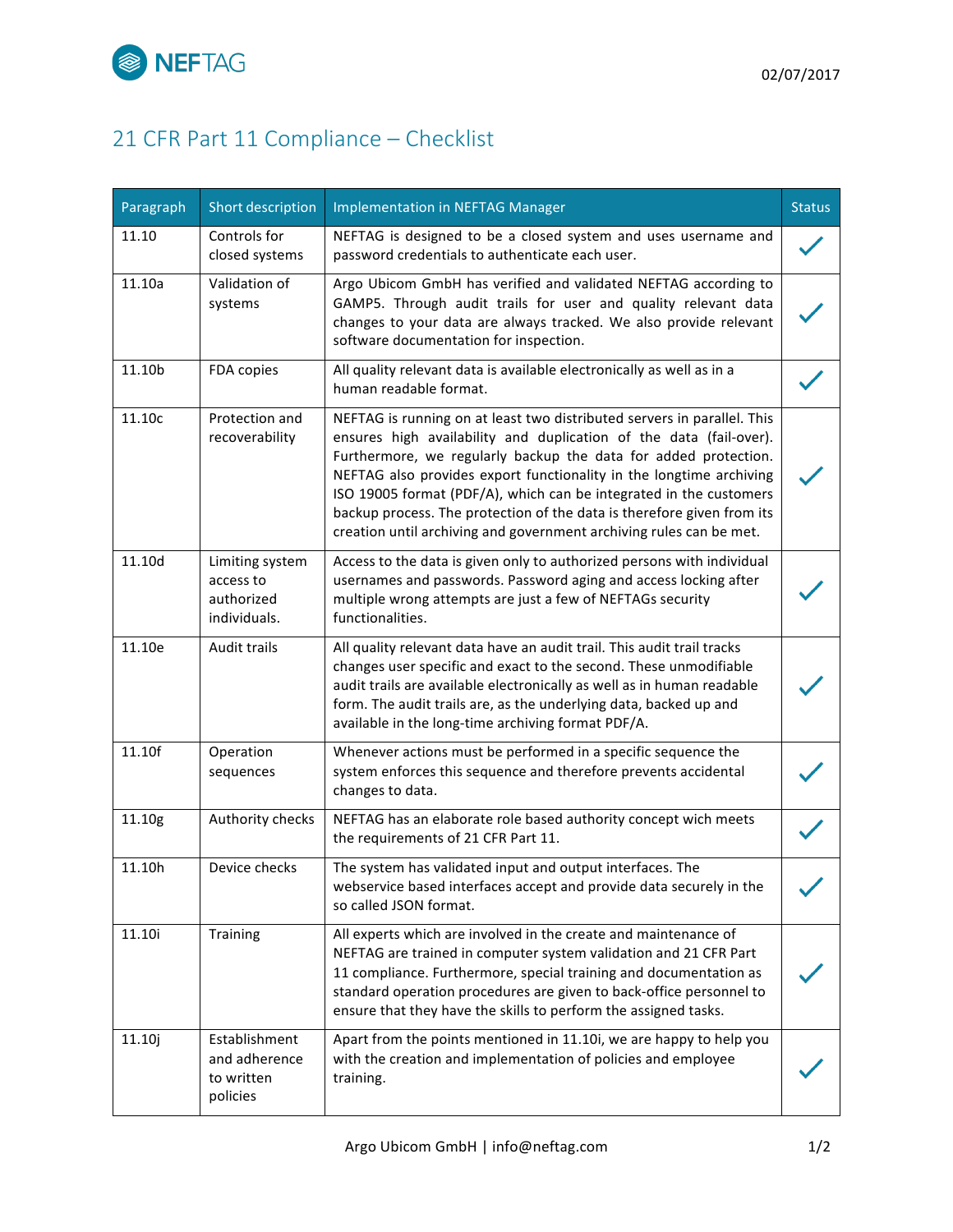NEFTAG

02/07/2017

# 21 CFR Part 11 Compliance – Checklist

| Paragraph | Short description | Implementation in NEFTAG Manager | Status |
|---|---|---|---|
| 11.10 | Controls for closed systems | NEFTAG is designed to be a closed system and uses username and password credentials to authenticate each user. | ✓ |
| 11.10a | Validation of systems | Argo Ubicom GmbH has verified and validated NEFTAG according to GAMP5. Through audit trails for user and quality relevant data changes to your data are always tracked. We also provide relevant software documentation for inspection. | ✓ |
| 11.10b | FDA copies | All quality relevant data is available electronically as well as in a human readable format. | ✓ |
| 11.10c | Protection and recoverability | NEFTAG is running on at least two distributed servers in parallel. This ensures high availability and duplication of the data (fail-over). Furthermore, we regularly backup the data for added protection. NEFTAG also provides export functionality in the longtime archiving ISO 19005 format (PDF/A), which can be integrated in the customers backup process. The protection of the data is therefore given from its creation until archiving and government archiving rules can be met. | ✓ |
| 11.10d | Limiting system access to authorized individuals. | Access to the data is given only to authorized persons with individual usernames and passwords. Password aging and access locking after multiple wrong attempts are just a few of NEFTAGs security functionalities. | ✓ |
| 11.10e | Audit trails | All quality relevant data have an audit trail. This audit trail tracks changes user specific and exact to the second. These unmodifiable audit trails are available electronically as well as in human readable form. The audit trails are, as the underlying data, backed up and available in the long-time archiving format PDF/A. | ✓ |
| 11.10f | Operation sequences | Whenever actions must be performed in a specific sequence the system enforces this sequence and therefore prevents accidental changes to data. | ✓ |
| 11.10g | Authority checks | NEFTAG has an elaborate role based authority concept wich meets the requirements of 21 CFR Part 11. | ✓ |
| 11.10h | Device checks | The system has validated input and output interfaces. The webservice based interfaces accept and provide data securely in the so called JSON format. | ✓ |
| 11.10i | Training | All experts which are involved in the create and maintenance of NEFTAG are trained in computer system validation and 21 CFR Part 11 compliance. Furthermore, special training and documentation as standard operation procedures are given to back-office personnel to ensure that they have the skills to perform the assigned tasks. | ✓ |
| 11.10j | Establishment and adherence to written policies | Apart from the points mentioned in 11.10i, we are happy to help you with the creation and implementation of policies and employee training. | ✓ |

Argo Ubicom GmbH | info@neftag.com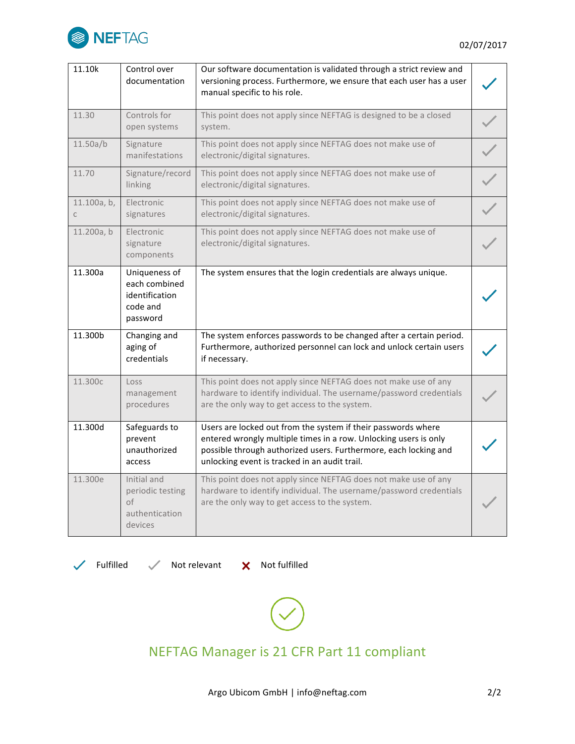| | | | |
|---|---|---|---|
| 11.10k | Control over documentation | Our software documentation is validated through a strict review and versioning process. Furthermore, we ensure that each user has a user manual specific to his role. | ✓ |
| 11.30 | Controls for open systems | This point does not apply since NEFTAG is designed to be a closed system. | ✓ |
| 11.50a/b | Signature manifestations | This point does not apply since NEFTAG does not make use of electronic/digital signatures. | ✓ |
| 11.70 | Signature/record linking | This point does not apply since NEFTAG does not make use of electronic/digital signatures. | ✓ |
| 11.100a, b, c | Electronic signatures | This point does not apply since NEFTAG does not make use of electronic/digital signatures. | ✓ |
| 11.200a, b | Electronic signature components | This point does not apply since NEFTAG does not make use of electronic/digital signatures. | ✓ |
| 11.300a | Uniqueness of each combined identification code and password | The system ensures that the login credentials are always unique. | ✓ |
| 11.300b | Changing and aging of credentials | The system enforces passwords to be changed after a certain period. Furthermore, authorized personnel can lock and unlock certain users if necessary. | ✓ |
| 11.300c | Loss management procedures | This point does not apply since NEFTAG does not make use of any hardware to identify individual. The username/password credentials are the only way to get access to the system. | ✓ |
| 11.300d | Safeguards to prevent unauthorized access | Users are locked out from the system if their passwords where entered wrongly multiple times in a row. Unlocking users is only possible through authorized users. Furthermore, each locking and unlocking event is tracked in an audit trail. | ✓ |
| 11.300e | Initial and periodic testing of authentication devices | This point does not apply since NEFTAG does not make use of any hardware to identify individual. The username/password credentials are the only way to get access to the system. | ✓ |

✓ Fulfilled ✓ Not relevant ✗ Not fulfilled

NEFTAG Manager is 21 CFR Part 11 compliant